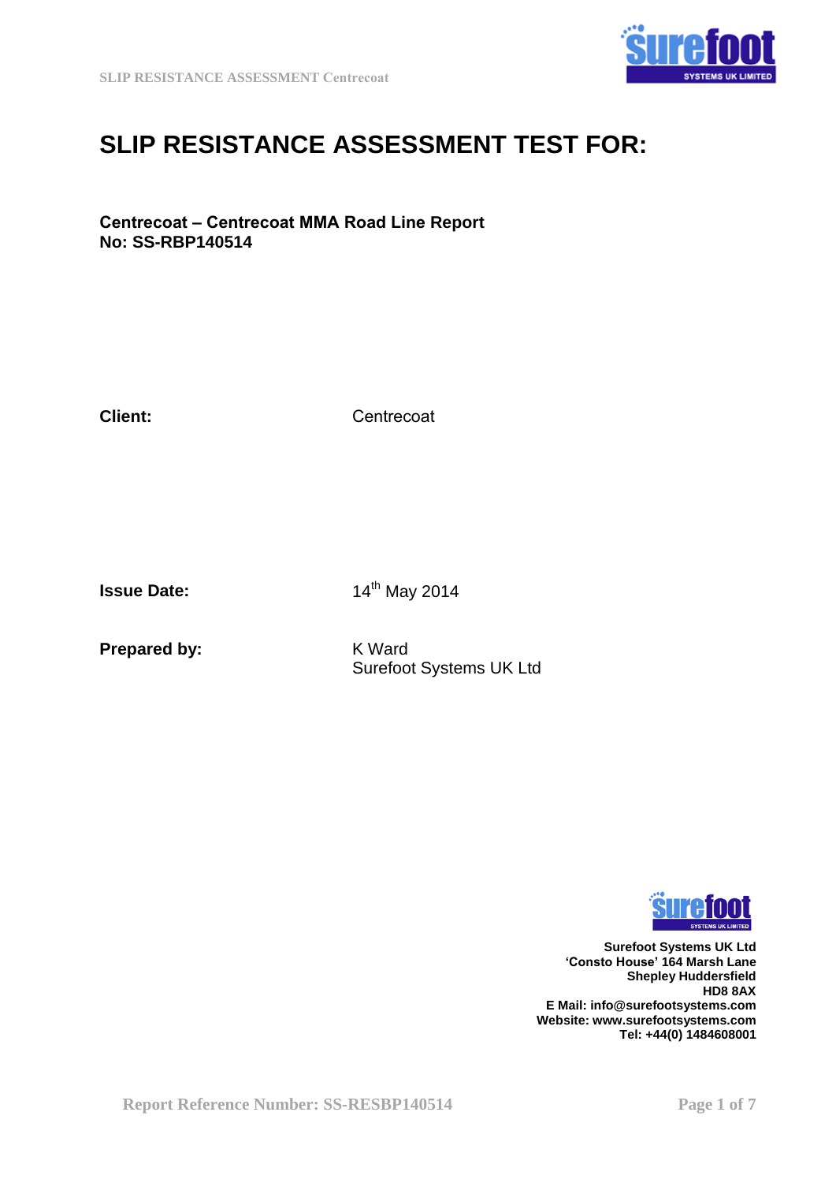# SLIP RESISTANCE ASSESSMENT TEST FOR:

**Centrecoat – Centrecoat MMA Road Line Report**
**No: SS-RBP140514**

**Client:** Centrecoat

**Issue Date:** 14th May 2014

**Prepared by:** K Ward
Surefoot Systems UK Ltd

**Surefoot Systems UK Ltd**
**'Consto House' 164 Marsh Lane**
**Shepley Huddersfield**
**HD8 8AX**
**E Mail: info@surefootsystems.com**
**Website: www.surefootsystems.com**
**Tel: +44(0) 1484608001**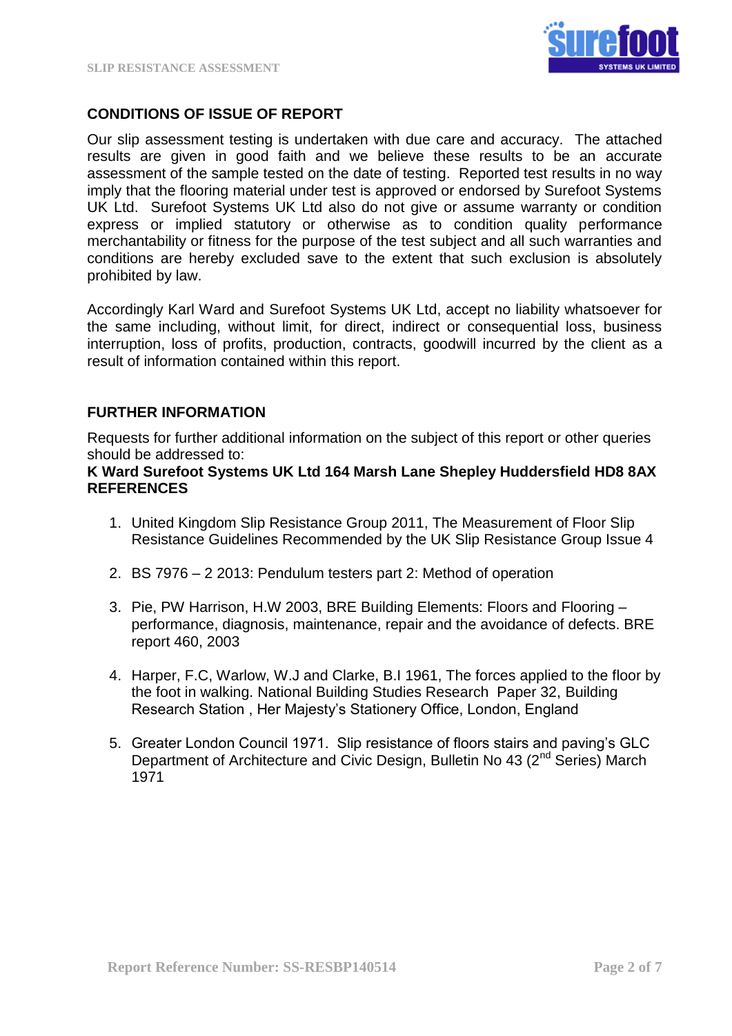## CONDITIONS OF ISSUE OF REPORT

Our slip assessment testing is undertaken with due care and accuracy. The attached results are given in good faith and we believe these results to be an accurate assessment of the sample tested on the date of testing. Reported test results in no way imply that the flooring material under test is approved or endorsed by Surefoot Systems UK Ltd. Surefoot Systems UK Ltd also do not give or assume warranty or condition express or implied statutory or otherwise as to condition quality performance merchantability or fitness for the purpose of the test subject and all such warranties and conditions are hereby excluded save to the extent that such exclusion is absolutely prohibited by law.

Accordingly Karl Ward and Surefoot Systems UK Ltd, accept no liability whatsoever for the same including, without limit, for direct, indirect or consequential loss, business interruption, loss of profits, production, contracts, goodwill incurred by the client as a result of information contained within this report.

## FURTHER INFORMATION

Requests for further additional information on the subject of this report or other queries should be addressed to:

**K Ward Surefoot Systems UK Ltd 164 Marsh Lane Shepley Huddersfield HD8 8AX**

## REFERENCES

1. United Kingdom Slip Resistance Group 2011, The Measurement of Floor Slip Resistance Guidelines Recommended by the UK Slip Resistance Group Issue 4

2. BS 7976 – 2 2013: Pendulum testers part 2: Method of operation

3. Pie, PW Harrison, H.W 2003, BRE Building Elements: Floors and Flooring – performance, diagnosis, maintenance, repair and the avoidance of defects. BRE report 460, 2003

4. Harper, F.C, Warlow, W.J and Clarke, B.I 1961, The forces applied to the floor by the foot in walking. National Building Studies Research Paper 32, Building Research Station , Her Majesty's Stationery Office, London, England

5. Greater London Council 1971. Slip resistance of floors stairs and paving's GLC Department of Architecture and Civic Design, Bulletin No 43 (2nd Series) March 1971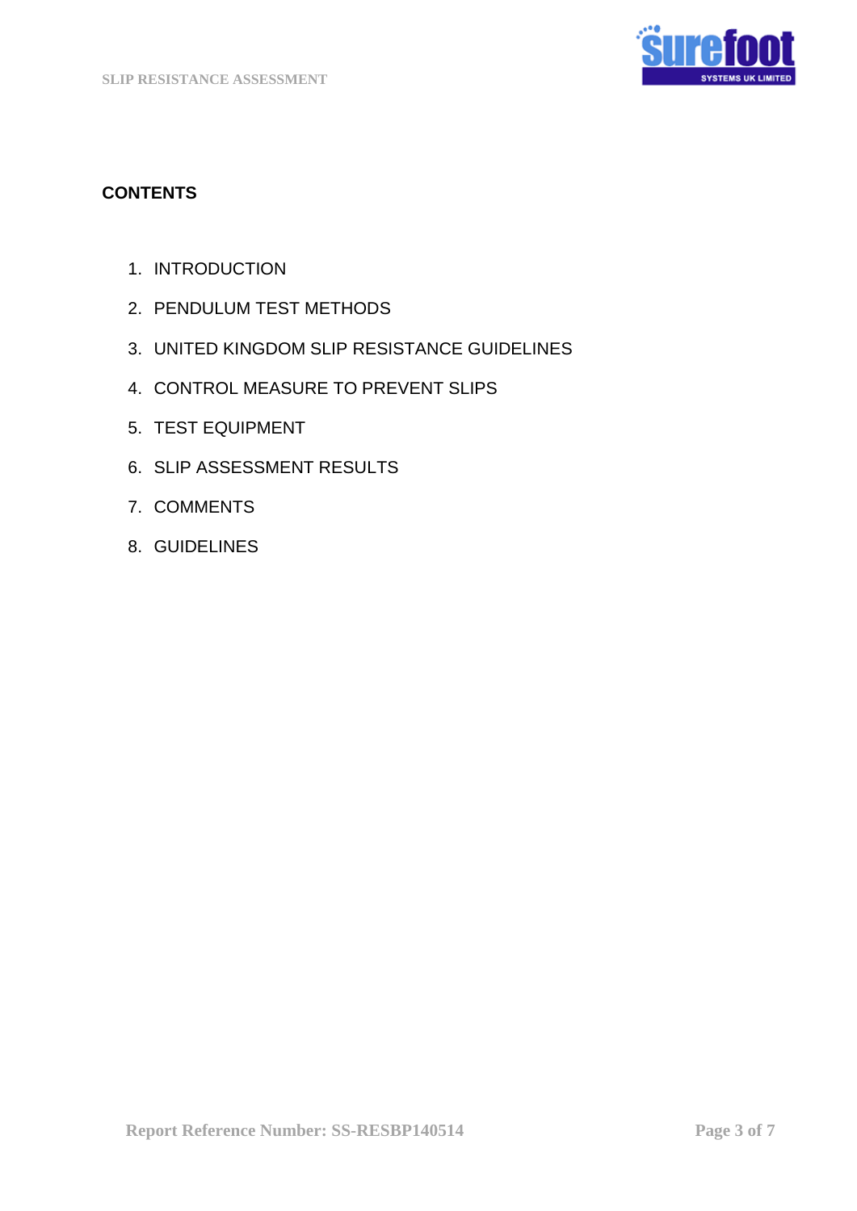## CONTENTS

1. INTRODUCTION
2. PENDULUM TEST METHODS
3. UNITED KINGDOM SLIP RESISTANCE GUIDELINES
4. CONTROL MEASURE TO PREVENT SLIPS
5. TEST EQUIPMENT
6. SLIP ASSESSMENT RESULTS
7. COMMENTS
8. GUIDELINES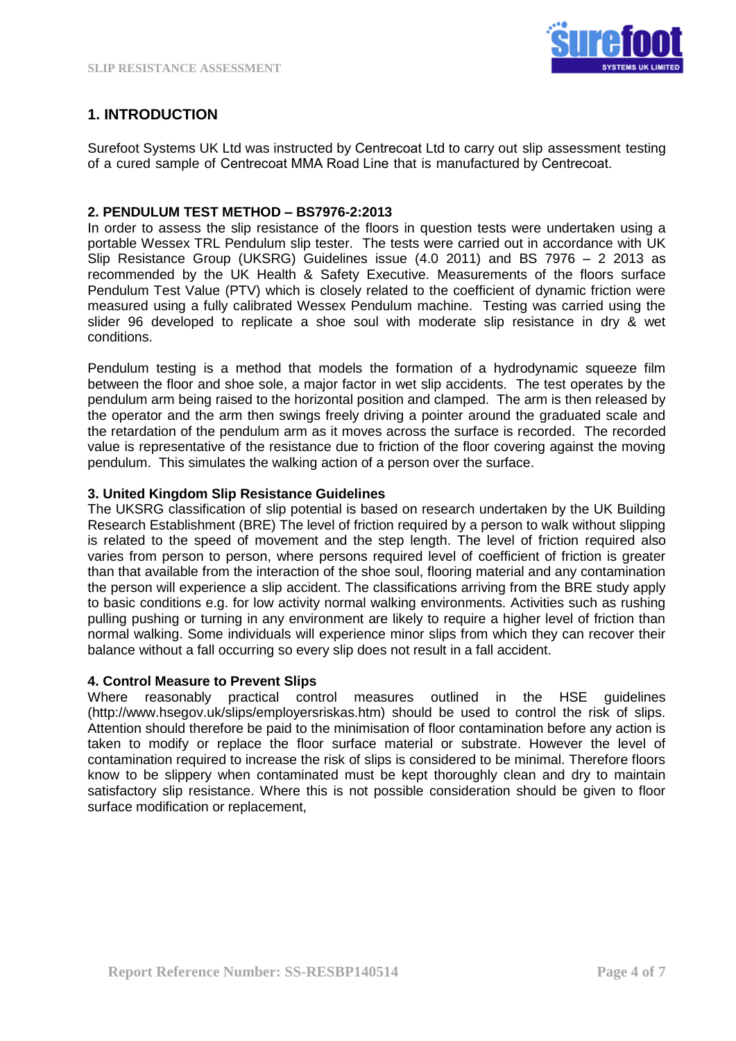## 1. INTRODUCTION

Surefoot Systems UK Ltd was instructed by Centrecoat Ltd to carry out slip assessment testing of a cured sample of Centrecoat MMA Road Line that is manufactured by Centrecoat.

### 2. PENDULUM TEST METHOD – BS7976-2:2013

In order to assess the slip resistance of the floors in question tests were undertaken using a portable Wessex TRL Pendulum slip tester. The tests were carried out in accordance with UK Slip Resistance Group (UKSRG) Guidelines issue (4.0 2011) and BS 7976 – 2 2013 as recommended by the UK Health & Safety Executive. Measurements of the floors surface Pendulum Test Value (PTV) which is closely related to the coefficient of dynamic friction were measured using a fully calibrated Wessex Pendulum machine. Testing was carried using the slider 96 developed to replicate a shoe soul with moderate slip resistance in dry & wet conditions.

Pendulum testing is a method that models the formation of a hydrodynamic squeeze film between the floor and shoe sole, a major factor in wet slip accidents. The test operates by the pendulum arm being raised to the horizontal position and clamped. The arm is then released by the operator and the arm then swings freely driving a pointer around the graduated scale and the retardation of the pendulum arm as it moves across the surface is recorded. The recorded value is representative of the resistance due to friction of the floor covering against the moving pendulum. This simulates the walking action of a person over the surface.

### 3. United Kingdom Slip Resistance Guidelines

The UKSRG classification of slip potential is based on research undertaken by the UK Building Research Establishment (BRE) The level of friction required by a person to walk without slipping is related to the speed of movement and the step length. The level of friction required also varies from person to person, where persons required level of coefficient of friction is greater than that available from the interaction of the shoe soul, flooring material and any contamination the person will experience a slip accident. The classifications arriving from the BRE study apply to basic conditions e.g. for low activity normal walking environments. Activities such as rushing pulling pushing or turning in any environment are likely to require a higher level of friction than normal walking. Some individuals will experience minor slips from which they can recover their balance without a fall occurring so every slip does not result in a fall accident.

### 4. Control Measure to Prevent Slips

Where reasonably practical control measures outlined in the HSE guidelines (http://www.hsegov.uk/slips/employersriskas.htm) should be used to control the risk of slips. Attention should therefore be paid to the minimisation of floor contamination before any action is taken to modify or replace the floor surface material or substrate. However the level of contamination required to increase the risk of slips is considered to be minimal. Therefore floors know to be slippery when contaminated must be kept thoroughly clean and dry to maintain satisfactory slip resistance. Where this is not possible consideration should be given to floor surface modification or replacement,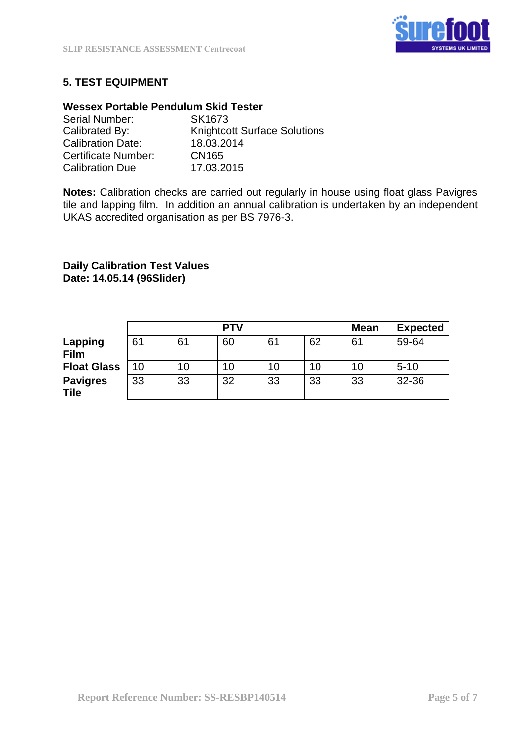## 5. TEST EQUIPMENT

**Wessex Portable Pendulum Skid Tester**

Serial Number: SK1673
Calibrated By: Knightcott Surface Solutions
Calibration Date: 18.03.2014
Certificate Number: CN165
Calibration Due 17.03.2015

**Notes:** Calibration checks are carried out regularly in house using float glass Pavigres tile and lapping film. In addition an annual calibration is undertaken by an independent UKAS accredited organisation as per BS 7976-3.

**Daily Calibration Test Values**
**Date: 14.05.14 (96Slider)**

| | PTV | | | | | Mean | Expected |
|---|---|---|---|---|---|---|---|
| **Lapping Film** | 61 | 61 | 60 | 61 | 62 | 61 | 59-64 |
| **Float Glass** | 10 | 10 | 10 | 10 | 10 | 10 | 5-10 |
| **Pavigres Tile** | 33 | 33 | 32 | 33 | 33 | 33 | 32-36 |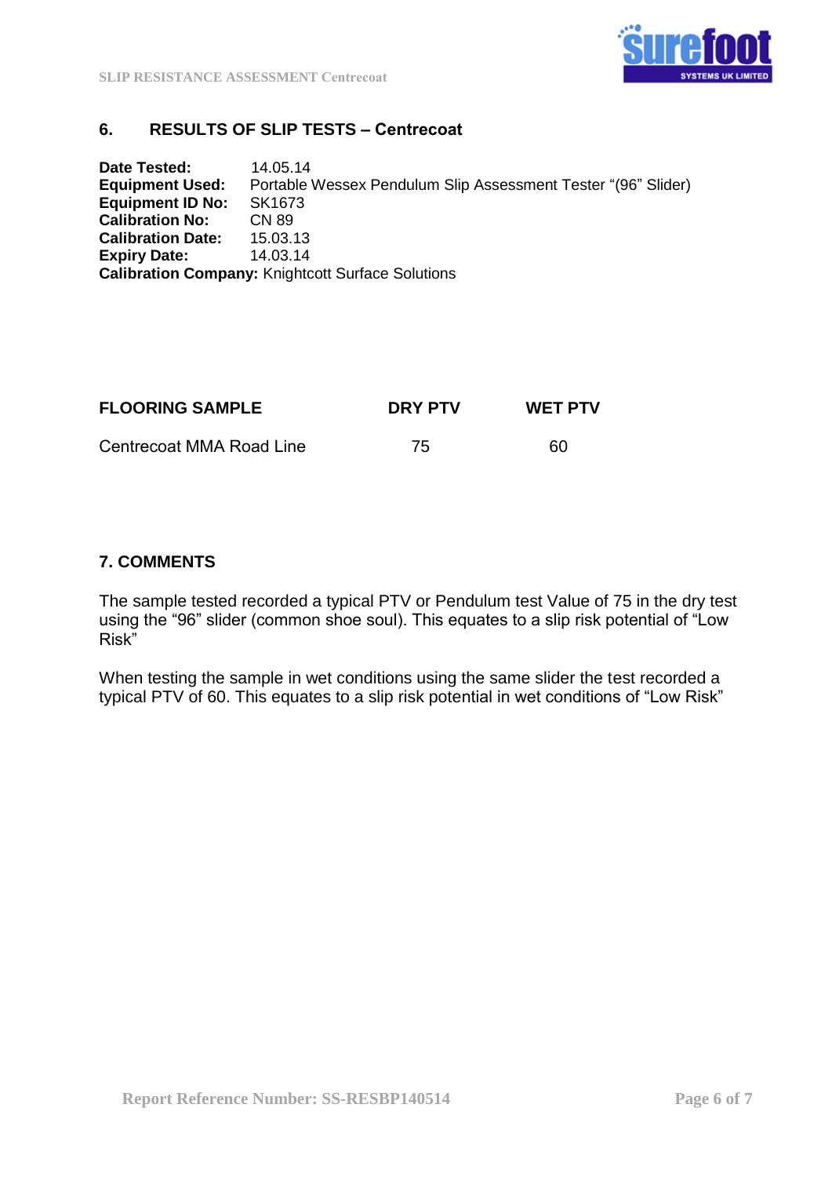## 6. RESULTS OF SLIP TESTS – Centrecoat

**Date Tested:** 14.05.14
**Equipment Used:** Portable Wessex Pendulum Slip Assessment Tester "(96" Slider)
**Equipment ID No:** SK1673
**Calibration No:** CN 89
**Calibration Date:** 15.03.13
**Expiry Date:** 14.03.14
**Calibration Company:** Knightcott Surface Solutions

| FLOORING SAMPLE | DRY PTV | WET PTV |
|---|---|---|
| Centrecoat MMA Road Line | 75 | 60 |

## 7. COMMENTS

The sample tested recorded a typical PTV or Pendulum test Value of 75 in the dry test using the "96" slider (common shoe soul). This equates to a slip risk potential of "Low Risk"

When testing the sample in wet conditions using the same slider the test recorded a typical PTV of 60. This equates to a slip risk potential in wet conditions of "Low Risk"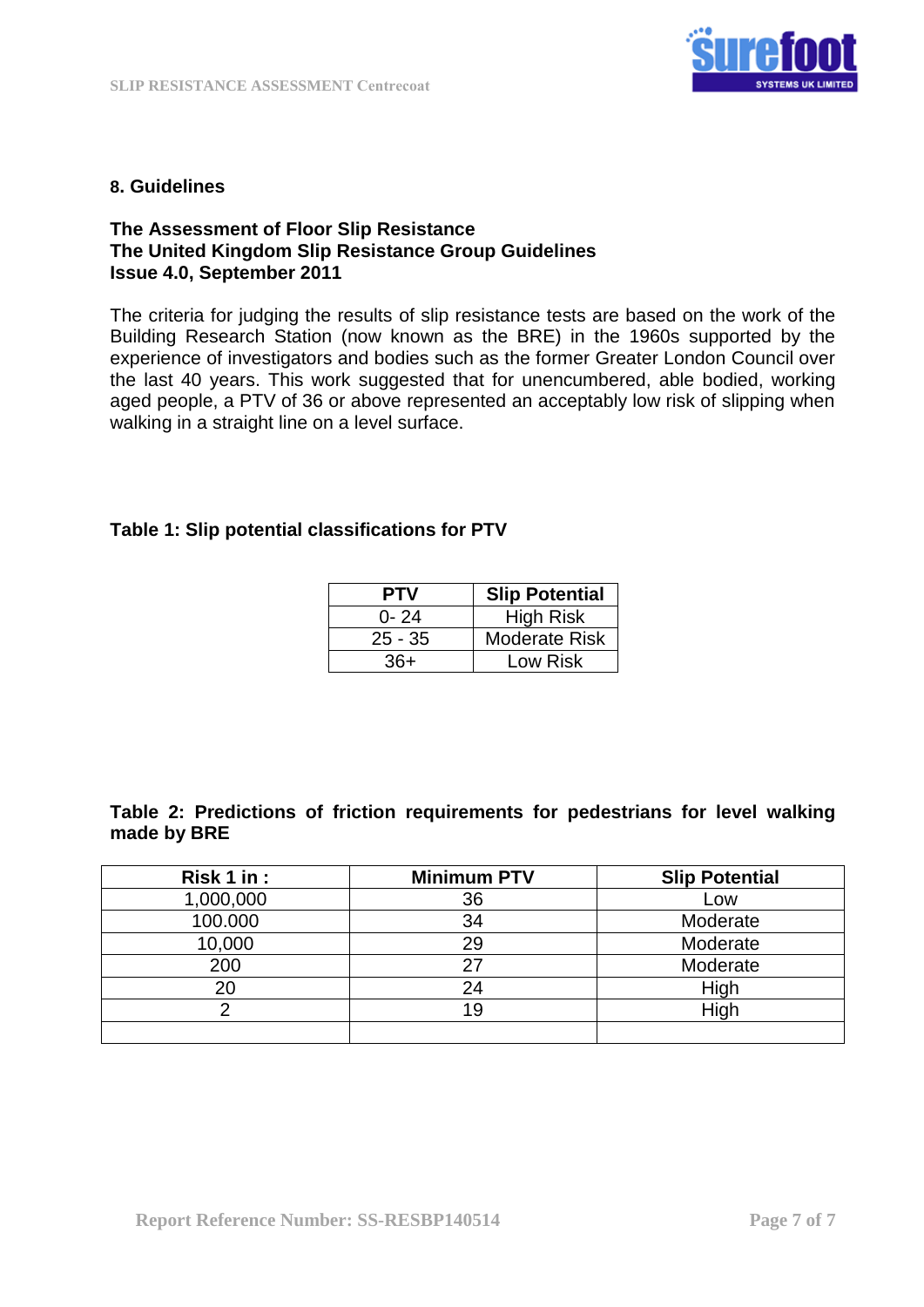## 8. Guidelines

**The Assessment of Floor Slip Resistance**
**The United Kingdom Slip Resistance Group Guidelines**
**Issue 4.0, September 2011**

The criteria for judging the results of slip resistance tests are based on the work of the Building Research Station (now known as the BRE) in the 1960s supported by the experience of investigators and bodies such as the former Greater London Council over the last 40 years. This work suggested that for unencumbered, able bodied, working aged people, a PTV of 36 or above represented an acceptably low risk of slipping when walking in a straight line on a level surface.

**Table 1: Slip potential classifications for PTV**

| PTV | Slip Potential |
|---|---|
| 0- 24 | High Risk |
| 25 - 35 | Moderate Risk |
| 36+ | Low Risk |

**Table 2: Predictions of friction requirements for pedestrians for level walking made by BRE**

| Risk 1 in : | Minimum PTV | Slip Potential |
|---|---|---|
| 1,000,000 | 36 | Low |
| 100.000 | 34 | Moderate |
| 10,000 | 29 | Moderate |
| 200 | 27 | Moderate |
| 20 | 24 | High |
| 2 | 19 | High |
| | | |